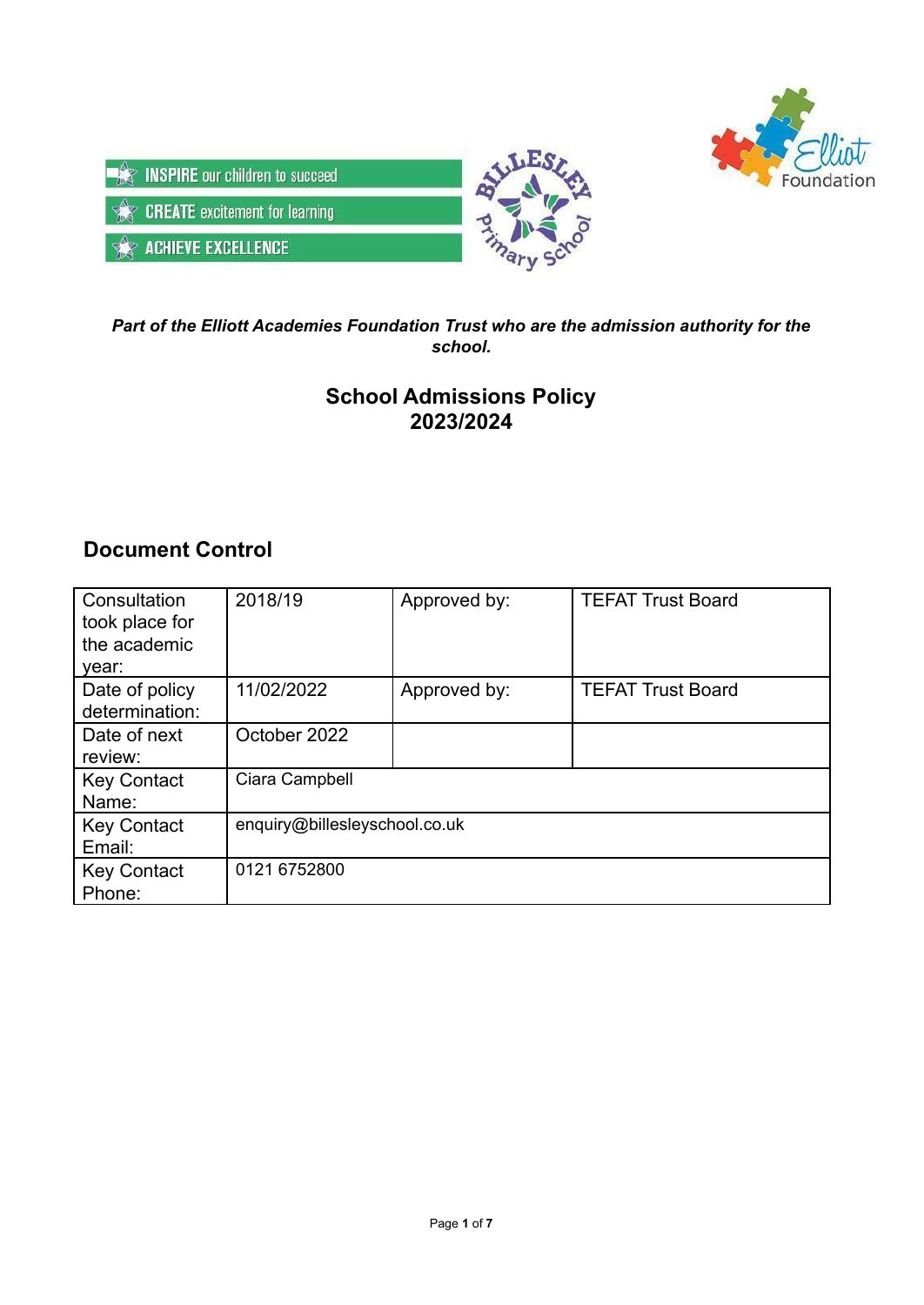INSPIRE our children to succeed

CREATE excitement for learning

ACHIEVE EXCELLENCE

***Part of the Elliott Academies Foundation Trust who are the admission authority for the school.***

# School Admissions Policy 2023/2024

## Document Control

| Consultation took place for the academic year: | 2018/19 | Approved by: | TEFAT Trust Board |
|---|---|---|---|
| Date of policy determination: | 11/02/2022 | Approved by: | TEFAT Trust Board |
| Date of next review: | October 2022 | | |
| Key Contact Name: | Ciara Campbell | | |
| Key Contact Email: | enquiry@billesleyschool.co.uk | | |
| Key Contact Phone: | 0121 6752800 | | |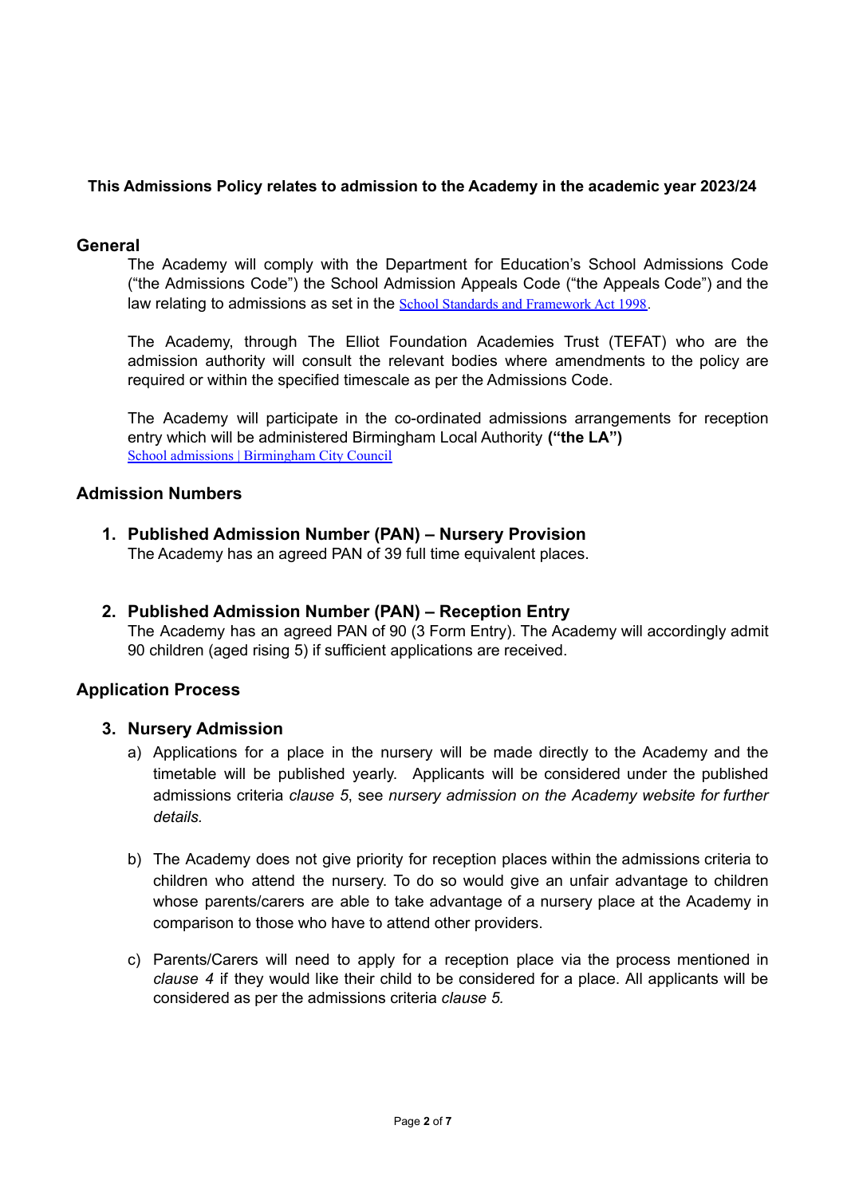**This Admissions Policy relates to admission to the Academy in the academic year 2023/24**

## General

The Academy will comply with the Department for Education's School Admissions Code ("the Admissions Code") the School Admission Appeals Code ("the Appeals Code") and the law relating to admissions as set in the School Standards and Framework Act 1998.

The Academy, through The Elliot Foundation Academies Trust (TEFAT) who are the admission authority will consult the relevant bodies where amendments to the policy are required or within the specified timescale as per the Admissions Code.

The Academy will participate in the co-ordinated admissions arrangements for reception entry which will be administered Birmingham Local Authority **("the LA")**
School admissions | Birmingham City Council

## Admission Numbers

1. **Published Admission Number (PAN) – Nursery Provision**
   The Academy has an agreed PAN of 39 full time equivalent places.

2. **Published Admission Number (PAN) – Reception Entry**
   The Academy has an agreed PAN of 90 (3 Form Entry). The Academy will accordingly admit 90 children (aged rising 5) if sufficient applications are received.

## Application Process

3. **Nursery Admission**
   a) Applications for a place in the nursery will be made directly to the Academy and the timetable will be published yearly. Applicants will be considered under the published admissions criteria *clause 5*, see *nursery admission on the Academy website for further details.*

   b) The Academy does not give priority for reception places within the admissions criteria to children who attend the nursery. To do so would give an unfair advantage to children whose parents/carers are able to take advantage of a nursery place at the Academy in comparison to those who have to attend other providers.

   c) Parents/Carers will need to apply for a reception place via the process mentioned in *clause 4* if they would like their child to be considered for a place. All applicants will be considered as per the admissions criteria *clause 5*.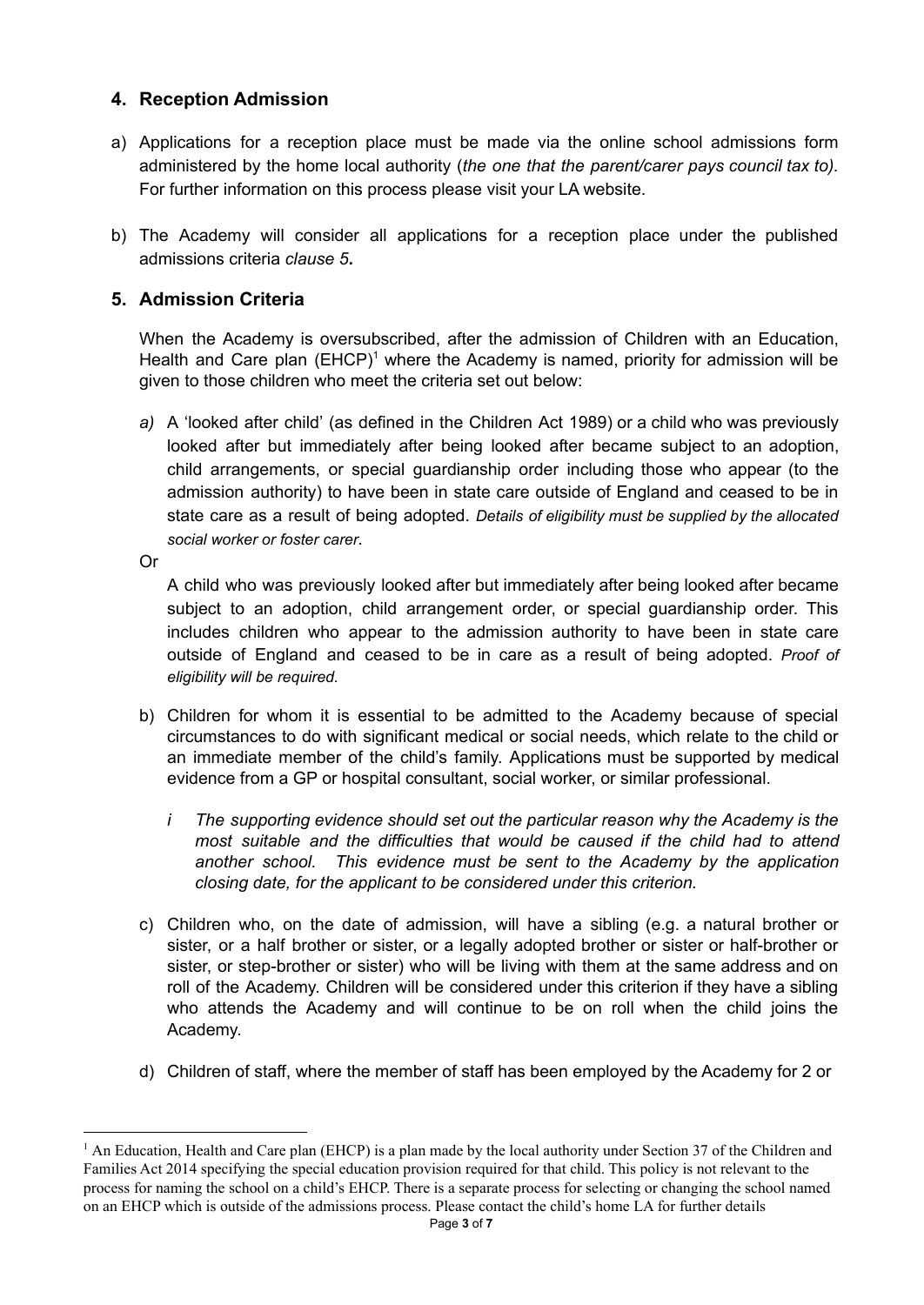## 4. Reception Admission

a) Applications for a reception place must be made via the online school admissions form administered by the home local authority (*the one that the parent/carer pays council tax to).* For further information on this process please visit your LA website.

b) The Academy will consider all applications for a reception place under the published admissions criteria *clause 5***.**

## 5. Admission Criteria

When the Academy is oversubscribed, after the admission of Children with an Education, Health and Care plan (EHCP)[1] where the Academy is named, priority for admission will be given to those children who meet the criteria set out below:

*a)* A 'looked after child' (as defined in the Children Act 1989) or a child who was previously looked after but immediately after being looked after became subject to an adoption, child arrangements, or special guardianship order including those who appear (to the admission authority) to have been in state care outside of England and ceased to be in state care as a result of being adopted. *Details of eligibility must be supplied by the allocated social worker or foster carer.*

Or

A child who was previously looked after but immediately after being looked after became subject to an adoption, child arrangement order, or special guardianship order. This includes children who appear to the admission authority to have been in state care outside of England and ceased to be in care as a result of being adopted. *Proof of eligibility will be required.*

b) Children for whom it is essential to be admitted to the Academy because of special circumstances to do with significant medical or social needs, which relate to the child or an immediate member of the child's family. Applications must be supported by medical evidence from a GP or hospital consultant, social worker, or similar professional.

*i The supporting evidence should set out the particular reason why the Academy is the most suitable and the difficulties that would be caused if the child had to attend another school. This evidence must be sent to the Academy by the application closing date, for the applicant to be considered under this criterion.*

c) Children who, on the date of admission, will have a sibling (e.g. a natural brother or sister, or a half brother or sister, or a legally adopted brother or sister or half-brother or sister, or step-brother or sister) who will be living with them at the same address and on roll of the Academy. Children will be considered under this criterion if they have a sibling who attends the Academy and will continue to be on roll when the child joins the Academy.

d) Children of staff, where the member of staff has been employed by the Academy for 2 or

---

[1] An Education, Health and Care plan (EHCP) is a plan made by the local authority under Section 37 of the Children and Families Act 2014 specifying the special education provision required for that child. This policy is not relevant to the process for naming the school on a child's EHCP. There is a separate process for selecting or changing the school named on an EHCP which is outside of the admissions process. Please contact the child's home LA for further details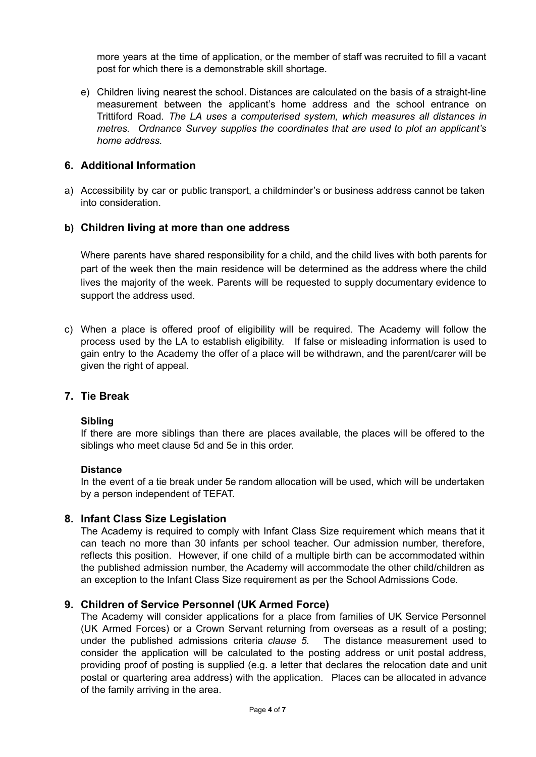more years at the time of application, or the member of staff was recruited to fill a vacant post for which there is a demonstrable skill shortage.

e) Children living nearest the school. Distances are calculated on the basis of a straight-line measurement between the applicant's home address and the school entrance on Trittiford Road. *The LA uses a computerised system, which measures all distances in metres. Ordnance Survey supplies the coordinates that are used to plot an applicant's home address.*

## 6. Additional Information

a) Accessibility by car or public transport, a childminder's or business address cannot be taken into consideration.

### b) Children living at more than one address

Where parents have shared responsibility for a child, and the child lives with both parents for part of the week then the main residence will be determined as the address where the child lives the majority of the week. Parents will be requested to supply documentary evidence to support the address used.

c) When a place is offered proof of eligibility will be required. The Academy will follow the process used by the LA to establish eligibility. If false or misleading information is used to gain entry to the Academy the offer of a place will be withdrawn, and the parent/carer will be given the right of appeal.

## 7. Tie Break

**Sibling**

If there are more siblings than there are places available, the places will be offered to the siblings who meet clause 5d and 5e in this order.

**Distance**

In the event of a tie break under 5e random allocation will be used, which will be undertaken by a person independent of TEFAT.

## 8. Infant Class Size Legislation

The Academy is required to comply with Infant Class Size requirement which means that it can teach no more than 30 infants per school teacher. Our admission number, therefore, reflects this position. However, if one child of a multiple birth can be accommodated within the published admission number, the Academy will accommodate the other child/children as an exception to the Infant Class Size requirement as per the School Admissions Code.

## 9. Children of Service Personnel (UK Armed Force)

The Academy will consider applications for a place from families of UK Service Personnel (UK Armed Forces) or a Crown Servant returning from overseas as a result of a posting; under the published admissions criteria *clause 5.* The distance measurement used to consider the application will be calculated to the posting address or unit postal address, providing proof of posting is supplied (e.g. a letter that declares the relocation date and unit postal or quartering area address) with the application. Places can be allocated in advance of the family arriving in the area.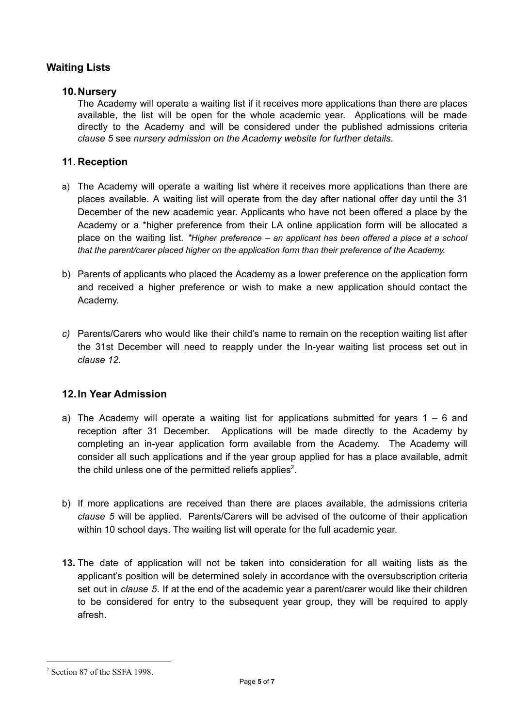## Waiting Lists

### 10. Nursery

The Academy will operate a waiting list if it receives more applications than there are places available, the list will be open for the whole academic year. Applications will be made directly to the Academy and will be considered under the published admissions criteria *clause 5* see *nursery admission on the Academy website for further details.*

### 11. Reception

a) The Academy will operate a waiting list where it receives more applications than there are places available. A waiting list will operate from the day after national offer day until the 31 December of the new academic year. Applicants who have not been offered a place by the Academy or a *higher preference from their LA online application form will be allocated a place on the waiting list. *\*Higher preference – an applicant has been offered a place at a school that the parent/carer placed higher on the application form than their preference of the Academy.*

b) Parents of applicants who placed the Academy as a lower preference on the application form and received a higher preference or wish to make a new application should contact the Academy.

*c)* Parents/Carers who would like their child's name to remain on the reception waiting list after the 31st December will need to reapply under the In-year waiting list process set out in *clause 12.*

### 12. In Year Admission

a) The Academy will operate a waiting list for applications submitted for years 1 – 6 and reception after 31 December. Applications will be made directly to the Academy by completing an in-year application form available from the Academy. The Academy will consider all such applications and if the year group applied for has a place available, admit the child unless one of the permitted reliefs applies[2].

b) If more applications are received than there are places available, the admissions criteria *clause 5* will be applied. Parents/Carers will be advised of the outcome of their application within 10 school days. The waiting list will operate for the full academic year.

**13.** The date of application will not be taken into consideration for all waiting lists as the applicant's position will be determined solely in accordance with the oversubscription criteria set out in *clause 5*. If at the end of the academic year a parent/carer would like their children to be considered for entry to the subsequent year group, they will be required to apply afresh.

---

[2] Section 87 of the SSFA 1998.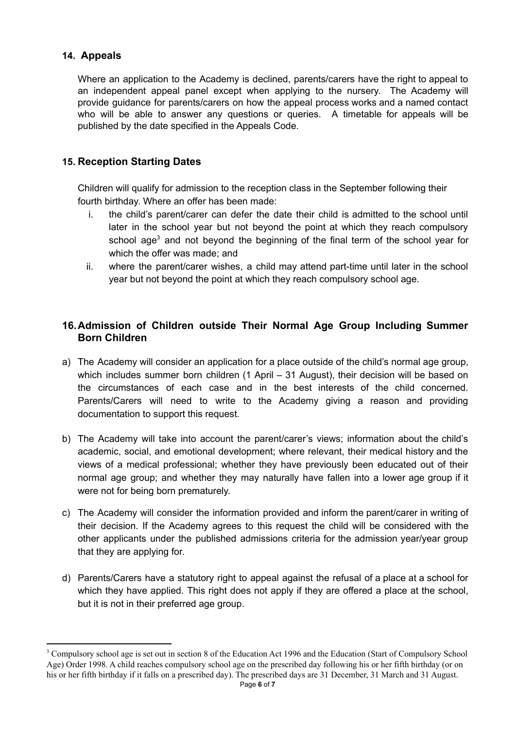## 14. Appeals

Where an application to the Academy is declined, parents/carers have the right to appeal to an independent appeal panel except when applying to the nursery. The Academy will provide guidance for parents/carers on how the appeal process works and a named contact who will be able to answer any questions or queries. A timetable for appeals will be published by the date specified in the Appeals Code.

## 15. Reception Starting Dates

Children will qualify for admission to the reception class in the September following their fourth birthday. Where an offer has been made:

i. the child's parent/carer can defer the date their child is admitted to the school until later in the school year but not beyond the point at which they reach compulsory school age[3] and not beyond the beginning of the final term of the school year for which the offer was made; and

ii. where the parent/carer wishes, a child may attend part-time until later in the school year but not beyond the point at which they reach compulsory school age.

## 16. Admission of Children outside Their Normal Age Group Including Summer Born Children

a) The Academy will consider an application for a place outside of the child's normal age group, which includes summer born children (1 April – 31 August), their decision will be based on the circumstances of each case and in the best interests of the child concerned. Parents/Carers will need to write to the Academy giving a reason and providing documentation to support this request.

b) The Academy will take into account the parent/carer's views; information about the child's academic, social, and emotional development; where relevant, their medical history and the views of a medical professional; whether they have previously been educated out of their normal age group; and whether they may naturally have fallen into a lower age group if it were not for being born prematurely.

c) The Academy will consider the information provided and inform the parent/carer in writing of their decision. If the Academy agrees to this request the child will be considered with the other applicants under the published admissions criteria for the admission year/year group that they are applying for.

d) Parents/Carers have a statutory right to appeal against the refusal of a place at a school for which they have applied. This right does not apply if they are offered a place at the school, but it is not in their preferred age group.

---

[3] Compulsory school age is set out in section 8 of the Education Act 1996 and the Education (Start of Compulsory School Age) Order 1998. A child reaches compulsory school age on the prescribed day following his or her fifth birthday (or on his or her fifth birthday if it falls on a prescribed day). The prescribed days are 31 December, 31 March and 31 August.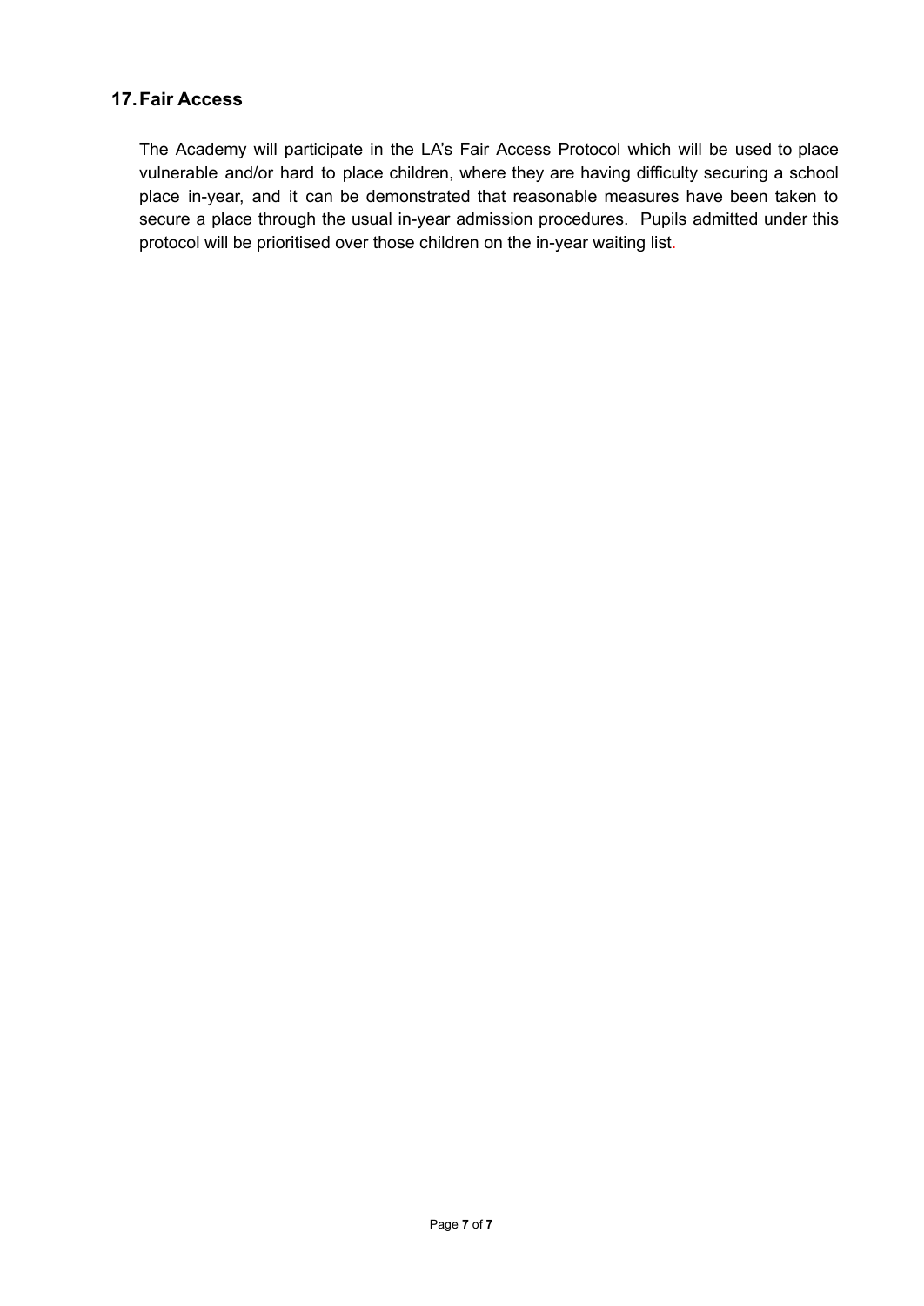## 17. Fair Access

The Academy will participate in the LA's Fair Access Protocol which will be used to place vulnerable and/or hard to place children, where they are having difficulty securing a school place in-year, and it can be demonstrated that reasonable measures have been taken to secure a place through the usual in-year admission procedures. Pupils admitted under this protocol will be prioritised over those children on the in-year waiting list.